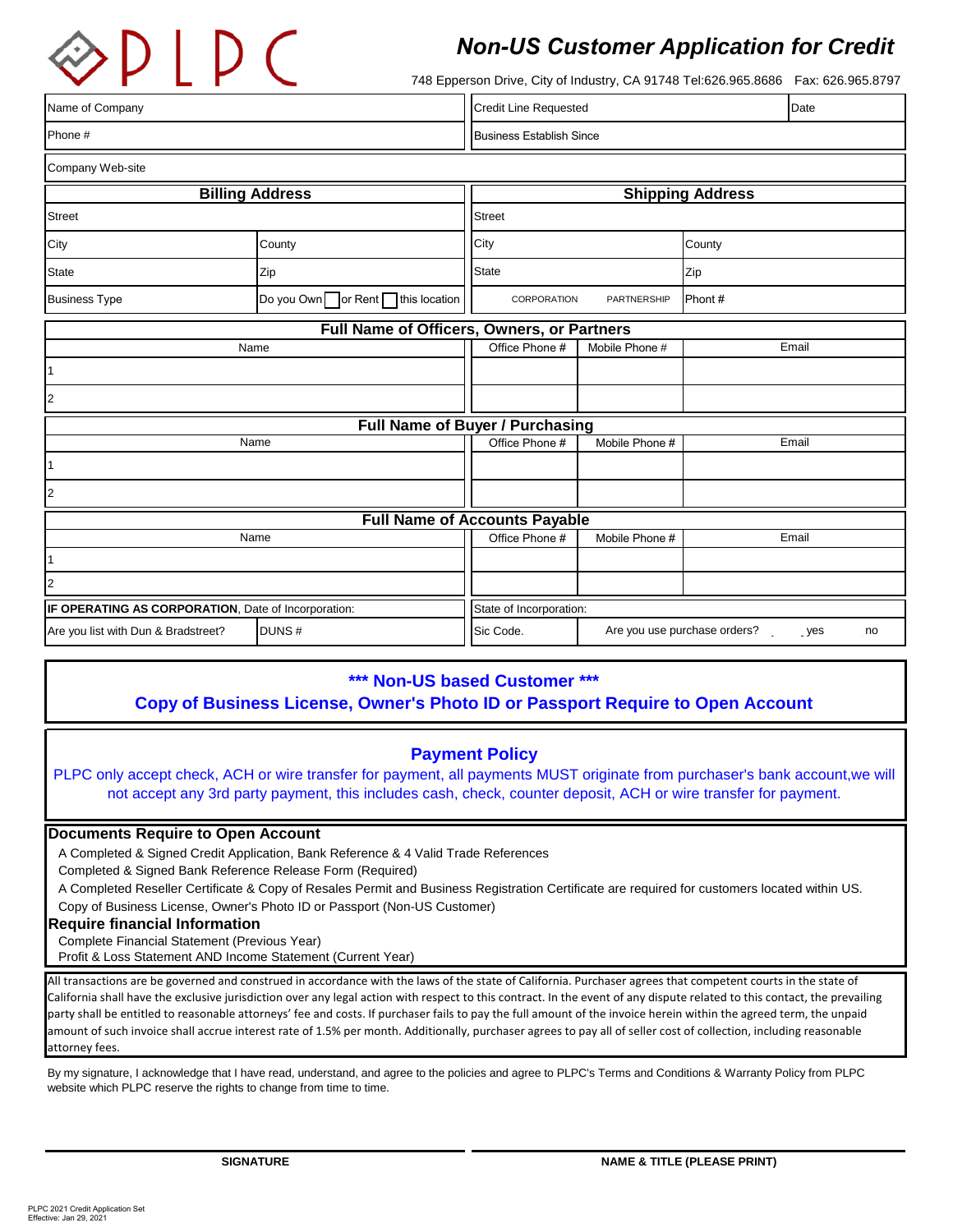PLPC

# Non-US Customer Application for Credit

748 Epperson Drive, City of Industry, CA 91748 Tel:626.965.8686 Fax: 626.965.8797

| | | | |
|---|---|---|---|
| Name of Company | | Credit Line Requested | Date |
| Phone # | | Business Establish Since | |
| Company Web-site | | | |

| Billing Address | | Shipping Address | |
|---|---|---|---|
| Street | | Street | |
| City | County | City | County |
| State | Zip | State | Zip |
| Business Type | Do you Own ☐ or Rent ☐ this location | CORPORATION PARTNERSHIP | Phont # |

**Full Name of Officers, Owners, or Partners**

| Name | Office Phone # | Mobile Phone # | Email |
|---|---|---|---|
| 1 | | | |
| 2 | | | |

**Full Name of Buyer / Purchasing**

| Name | Office Phone # | Mobile Phone # | Email |
|---|---|---|---|
| 1 | | | |
| 2 | | | |

**Full Name of Accounts Payable**

| Name | Office Phone # | Mobile Phone # | Email |
|---|---|---|---|
| 1 | | | |
| 2 | | | |

| | | | |
|---|---|---|---|
| **IF OPERATING AS CORPORATION**, Date of Incorporation: | | State of Incorporation: | |
| Are you list with Dun & Bradstreet? | DUNS # | Sic Code. | Are you use purchase orders? _ yes no |

**\*\*\* Non-US based Customer \*\*\***

**Copy of Business License, Owner's Photo ID or Passport Require to Open Account**

## Payment Policy

PLPC only accept check, ACH or wire transfer for payment, all payments MUST originate from purchaser's bank account,we will not accept any 3rd party payment, this includes cash, check, counter deposit, ACH or wire transfer for payment.

**Documents Require to Open Account**

A Completed & Signed Credit Application, Bank Reference & 4 Valid Trade References
Completed & Signed Bank Reference Release Form (Required)
A Completed Reseller Certificate & Copy of Resales Permit and Business Registration Certificate are required for customers located within US.
Copy of Business License, Owner's Photo ID or Passport (Non-US Customer)

**Require financial Information**

Complete Financial Statement (Previous Year)
Profit & Loss Statement AND Income Statement (Current Year)

All transactions are be governed and construed in accordance with the laws of the state of California. Purchaser agrees that competent courts in the state of California shall have the exclusive jurisdiction over any legal action with respect to this contract. In the event of any dispute related to this contact, the prevailing party shall be entitled to reasonable attorneys' fee and costs. If purchaser fails to pay the full amount of the invoice herein within the agreed term, the unpaid amount of such invoice shall accrue interest rate of 1.5% per month. Additionally, purchaser agrees to pay all of seller cost of collection, including reasonable attorney fees.

By my signature, I acknowledge that I have read, understand, and agree to the policies and agree to PLPC's Terms and Conditions & Warranty Policy from PLPC website which PLPC reserve the rights to change from time to time.

**SIGNATURE** | **NAME & TITLE (PLEASE PRINT)**

PLPC 2021 Credit Application Set
Effective: Jan 29, 2021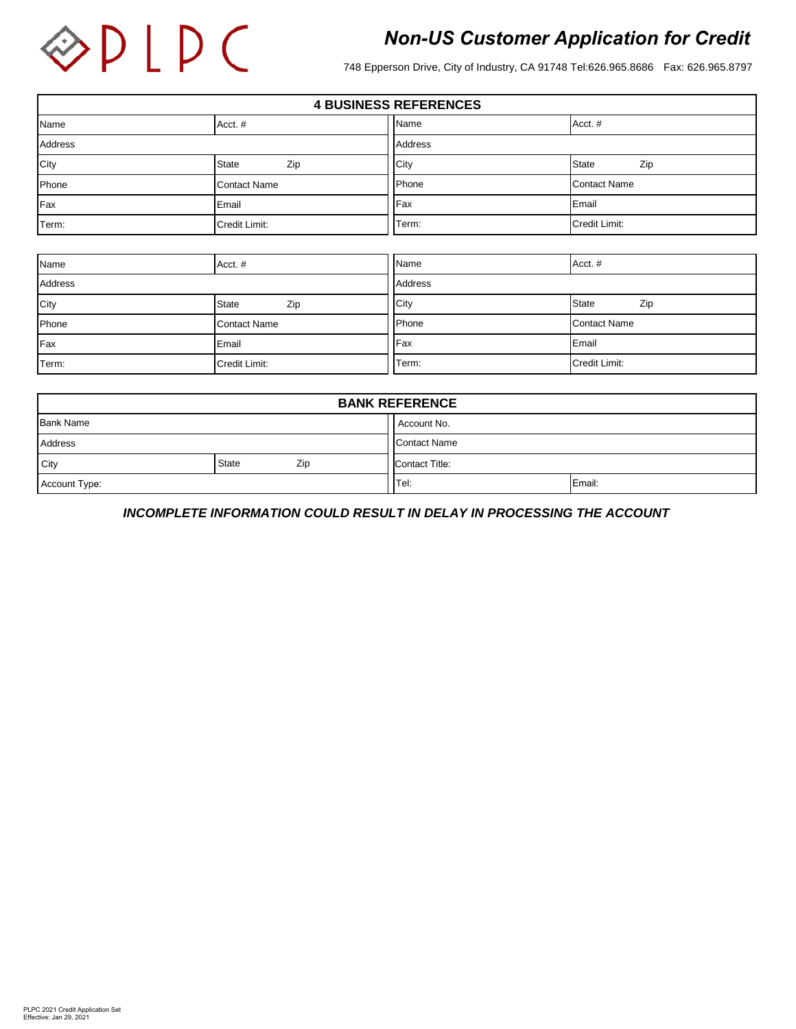# PLPC

## Non-US Customer Application for Credit

748 Epperson Drive, City of Industry, CA 91748 Tel:626.965.8686 Fax: 626.965.8797

### 4 BUSINESS REFERENCES

| | | | |
|---|---|---|---|
| Name | Acct. # | Name | Acct. # |
| Address | | Address | |
| City | State Zip | City | State Zip |
| Phone | Contact Name | Phone | Contact Name |
| Fax | Email | Fax | Email |
| Term: | Credit Limit: | Term: | Credit Limit: |

| | | | |
|---|---|---|---|
| Name | Acct. # | Name | Acct. # |
| Address | | Address | |
| City | State Zip | City | State Zip |
| Phone | Contact Name | Phone | Contact Name |
| Fax | Email | Fax | Email |
| Term: | Credit Limit: | Term: | Credit Limit: |

### BANK REFERENCE

| | | | |
|---|---|---|---|
| Bank Name | | Account No. | |
| Address | | Contact Name | |
| City | State Zip | Contact Title: | |
| Account Type: | | Tel: | Email: |

***INCOMPLETE INFORMATION COULD RESULT IN DELAY IN PROCESSING THE ACCOUNT***

PLPC 2021 Credit Application Set
Effective: Jan 29, 2021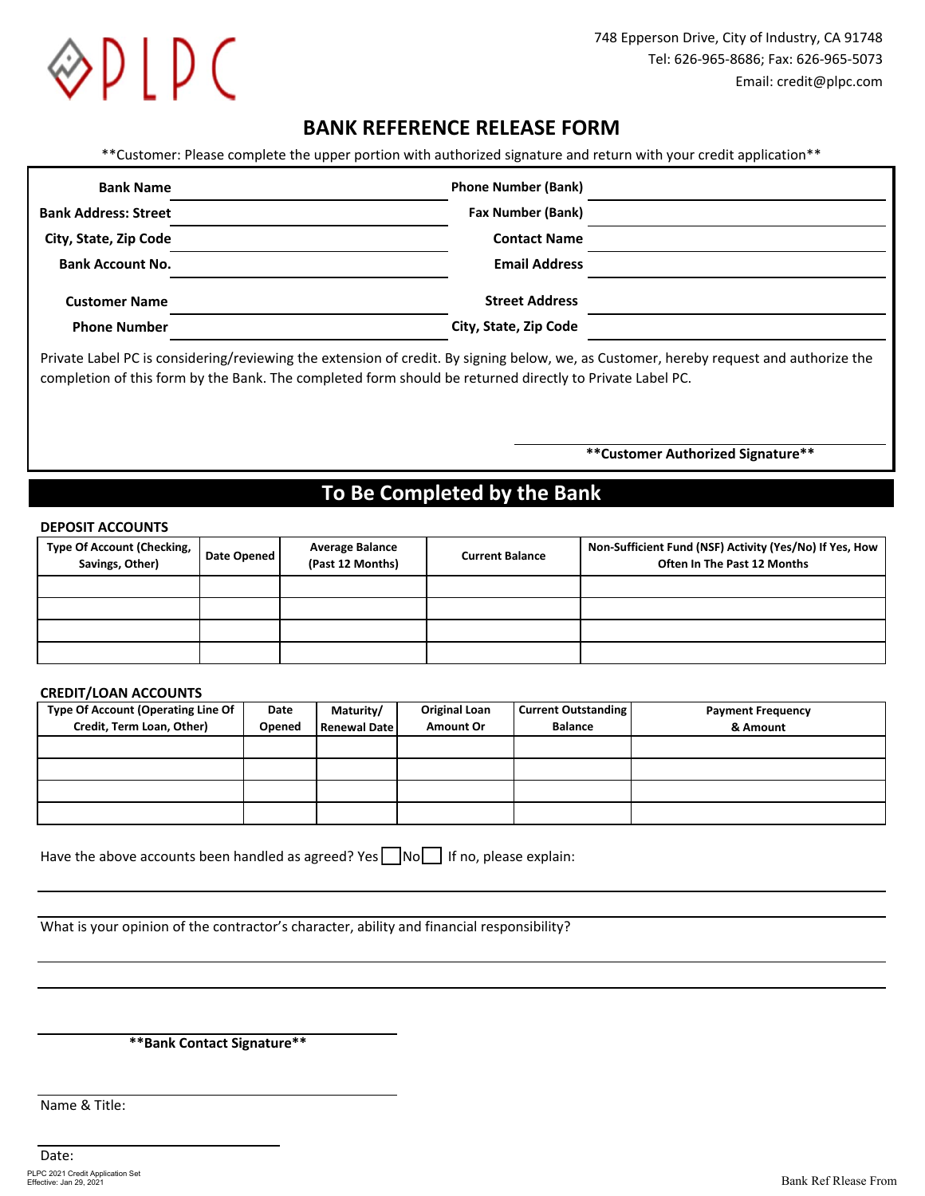PLPC

748 Epperson Drive, City of Industry, CA 91748
Tel: 626-965-8686; Fax: 626-965-5073
Email: credit@plpc.com

# BANK REFERENCE RELEASE FORM

**Customer: Please complete the upper portion with authorized signature and return with your credit application**

| | | | |
|---|---|---|---|
| **Bank Name** | | **Phone Number (Bank)** | |
| **Bank Address: Street** | | **Fax Number (Bank)** | |
| **City, State, Zip Code** | | **Contact Name** | |
| **Bank Account No.** | | **Email Address** | |
| **Customer Name** | | **Street Address** | |
| **Phone Number** | | **City, State, Zip Code** | |

Private Label PC is considering/reviewing the extension of credit. By signing below, we, as Customer, hereby request and authorize the completion of this form by the Bank. The completed form should be returned directly to Private Label PC.

**Customer Authorized Signature**

## To Be Completed by the Bank

**DEPOSIT ACCOUNTS**

| Type Of Account (Checking, Savings, Other) | Date Opened | Average Balance (Past 12 Months) | Current Balance | Non-Sufficient Fund (NSF) Activity (Yes/No) If Yes, How Often In The Past 12 Months |
|---|---|---|---|---|
| | | | | |
| | | | | |
| | | | | |
| | | | | |

**CREDIT/LOAN ACCOUNTS**

| Type Of Account (Operating Line Of Credit, Term Loan, Other) | Date Opened | Maturity/ Renewal Date | Original Loan Amount Or | Current Outstanding Balance | Payment Frequency & Amount |
|---|---|---|---|---|---|
| | | | | | |
| | | | | | |
| | | | | | |
| | | | | | |

Have the above accounts been handled as agreed? Yes ☐ No ☐ If no, please explain:

What is your opinion of the contractor's character, ability and financial responsibility?

**Bank Contact Signature**

Name & Title:

Date:

PLPC 2021 Credit Application Set
Effective: Jan 29, 2021

Bank Ref Rlease From